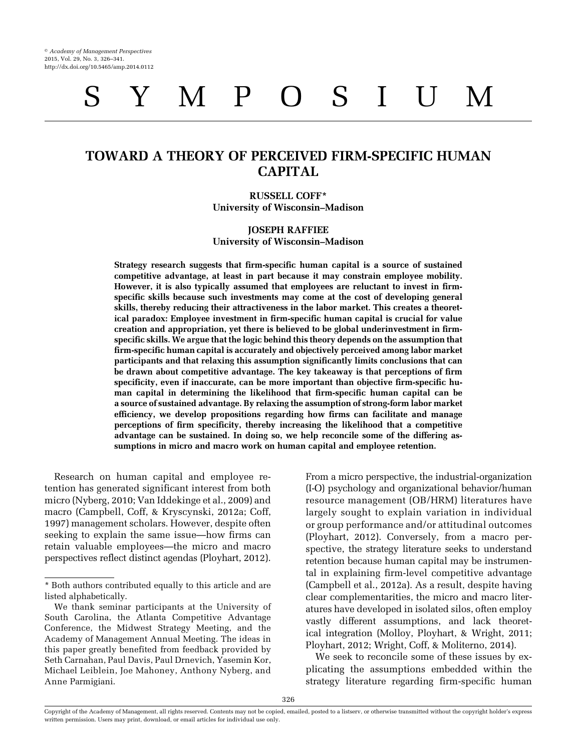# SYMPOSIUM

## TOWARD A THEORY OF PERCEIVED FIRM-SPECIFIC HUMAN CAPITAL

**RUSSELL COFF***
**University of Wisconsin–Madison**

**JOSEPH RAFFIEE**
**University of Wisconsin–Madison**

**Strategy research suggests that firm-specific human capital is a source of sustained competitive advantage, at least in part because it may constrain employee mobility. However, it is also typically assumed that employees are reluctant to invest in firm-specific skills because such investments may come at the cost of developing general skills, thereby reducing their attractiveness in the labor market. This creates a theoretical paradox: Employee investment in firm-specific human capital is crucial for value creation and appropriation, yet there is believed to be global underinvestment in firm-specific skills. We argue that the logic behind this theory depends on the assumption that firm-specific human capital is accurately and objectively perceived among labor market participants and that relaxing this assumption significantly limits conclusions that can be drawn about competitive advantage. The key takeaway is that perceptions of firm specificity, even if inaccurate, can be more important than objective firm-specific human capital in determining the likelihood that firm-specific human capital can be a source of sustained advantage. By relaxing the assumption of strong-form labor market efficiency, we develop propositions regarding how firms can facilitate and manage perceptions of firm specificity, thereby increasing the likelihood that a competitive advantage can be sustained. In doing so, we help reconcile some of the differing assumptions in micro and macro work on human capital and employee retention.**

Research on human capital and employee retention has generated significant interest from both micro (Nyberg, 2010; Van Iddekinge et al., 2009) and macro (Campbell, Coff, & Kryscynski, 2012a; Coff, 1997) management scholars. However, despite often seeking to explain the same issue—how firms can retain valuable employees—the micro and macro perspectives reflect distinct agendas (Ployhart, 2012). From a micro perspective, the industrial-organization (I-O) psychology and organizational behavior/human resource management (OB/HRM) literatures have largely sought to explain variation in individual or group performance and/or attitudinal outcomes (Ployhart, 2012). Conversely, from a macro perspective, the strategy literature seeks to understand retention because human capital may be instrumental in explaining firm-level competitive advantage (Campbell et al., 2012a). As a result, despite having clear complementarities, the micro and macro literatures have developed in isolated silos, often employ vastly different assumptions, and lack theoretical integration (Molloy, Ployhart, & Wright, 2011; Ployhart, 2012; Wright, Coff, & Moliterno, 2014).

We seek to reconcile some of these issues by explicating the assumptions embedded within the strategy literature regarding firm-specific human

---

\* Both authors contributed equally to this article and are listed alphabetically.

We thank seminar participants at the University of South Carolina, the Atlanta Competitive Advantage Conference, the Midwest Strategy Meeting, and the Academy of Management Annual Meeting. The ideas in this paper greatly benefited from feedback provided by Seth Carnahan, Paul Davis, Paul Drnevich, Yasemin Kor, Michael Leiblein, Joe Mahoney, Anthony Nyberg, and Anne Parmigiani.

Copyright of the Academy of Management, all rights reserved. Contents may not be copied, emailed, posted to a listserv, or otherwise transmitted without the copyright holder's express written permission. Users may print, download, or email articles for individual use only.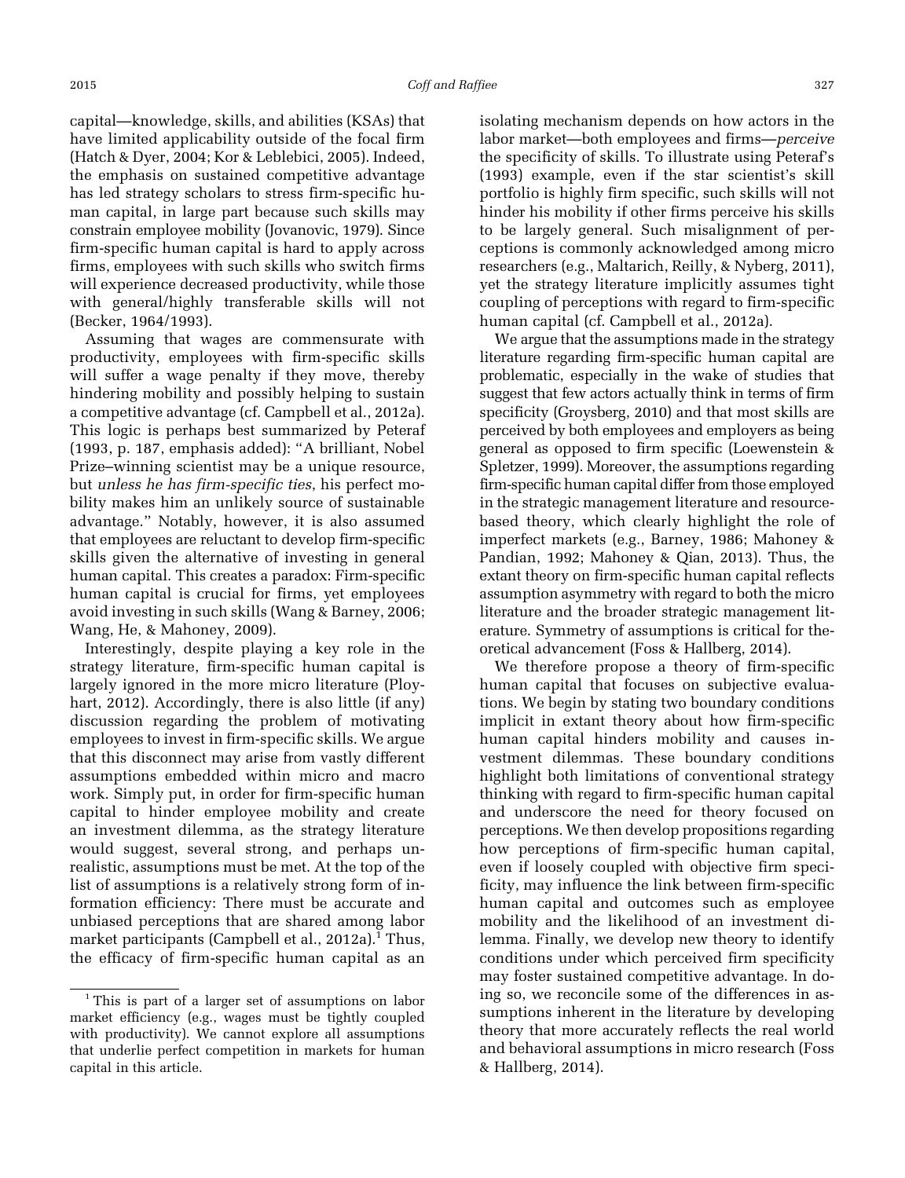capital—knowledge, skills, and abilities (KSAs) that have limited applicability outside of the focal firm (Hatch & Dyer, 2004; Kor & Leblebici, 2005). Indeed, the emphasis on sustained competitive advantage has led strategy scholars to stress firm-specific human capital, in large part because such skills may constrain employee mobility (Jovanovic, 1979). Since firm-specific human capital is hard to apply across firms, employees with such skills who switch firms will experience decreased productivity, while those with general/highly transferable skills will not (Becker, 1964/1993).

Assuming that wages are commensurate with productivity, employees with firm-specific skills will suffer a wage penalty if they move, thereby hindering mobility and possibly helping to sustain a competitive advantage (cf. Campbell et al., 2012a). This logic is perhaps best summarized by Peteraf (1993, p. 187, emphasis added): "A brilliant, Nobel Prize–winning scientist may be a unique resource, but *unless he has firm-specific ties*, his perfect mobility makes him an unlikely source of sustainable advantage." Notably, however, it is also assumed that employees are reluctant to develop firm-specific skills given the alternative of investing in general human capital. This creates a paradox: Firm-specific human capital is crucial for firms, yet employees avoid investing in such skills (Wang & Barney, 2006; Wang, He, & Mahoney, 2009).

Interestingly, despite playing a key role in the strategy literature, firm-specific human capital is largely ignored in the more micro literature (Ployhart, 2012). Accordingly, there is also little (if any) discussion regarding the problem of motivating employees to invest in firm-specific skills. We argue that this disconnect may arise from vastly different assumptions embedded within micro and macro work. Simply put, in order for firm-specific human capital to hinder employee mobility and create an investment dilemma, as the strategy literature would suggest, several strong, and perhaps unrealistic, assumptions must be met. At the top of the list of assumptions is a relatively strong form of information efficiency: There must be accurate and unbiased perceptions that are shared among labor market participants (Campbell et al., 2012a).[1] Thus, the efficacy of firm-specific human capital as an isolating mechanism depends on how actors in the labor market—both employees and firms—*perceive* the specificity of skills. To illustrate using Peteraf's (1993) example, even if the star scientist's skill portfolio is highly firm specific, such skills will not hinder his mobility if other firms perceive his skills to be largely general. Such misalignment of perceptions is commonly acknowledged among micro researchers (e.g., Maltarich, Reilly, & Nyberg, 2011), yet the strategy literature implicitly assumes tight coupling of perceptions with regard to firm-specific human capital (cf. Campbell et al., 2012a).

We argue that the assumptions made in the strategy literature regarding firm-specific human capital are problematic, especially in the wake of studies that suggest that few actors actually think in terms of firm specificity (Groysberg, 2010) and that most skills are perceived by both employees and employers as being general as opposed to firm specific (Loewenstein & Spletzer, 1999). Moreover, the assumptions regarding firm-specific human capital differ from those employed in the strategic management literature and resource-based theory, which clearly highlight the role of imperfect markets (e.g., Barney, 1986; Mahoney & Pandian, 1992; Mahoney & Qian, 2013). Thus, the extant theory on firm-specific human capital reflects assumption asymmetry with regard to both the micro literature and the broader strategic management literature. Symmetry of assumptions is critical for theoretical advancement (Foss & Hallberg, 2014).

We therefore propose a theory of firm-specific human capital that focuses on subjective evaluations. We begin by stating two boundary conditions implicit in extant theory about how firm-specific human capital hinders mobility and causes investment dilemmas. These boundary conditions highlight both limitations of conventional strategy thinking with regard to firm-specific human capital and underscore the need for theory focused on perceptions. We then develop propositions regarding how perceptions of firm-specific human capital, even if loosely coupled with objective firm specificity, may influence the link between firm-specific human capital and outcomes such as employee mobility and the likelihood of an investment dilemma. Finally, we develop new theory to identify conditions under which perceived firm specificity may foster sustained competitive advantage. In doing so, we reconcile some of the differences in assumptions inherent in the literature by developing theory that more accurately reflects the real world and behavioral assumptions in micro research (Foss & Hallberg, 2014).

[1] This is part of a larger set of assumptions on labor market efficiency (e.g., wages must be tightly coupled with productivity). We cannot explore all assumptions that underlie perfect competition in markets for human capital in this article.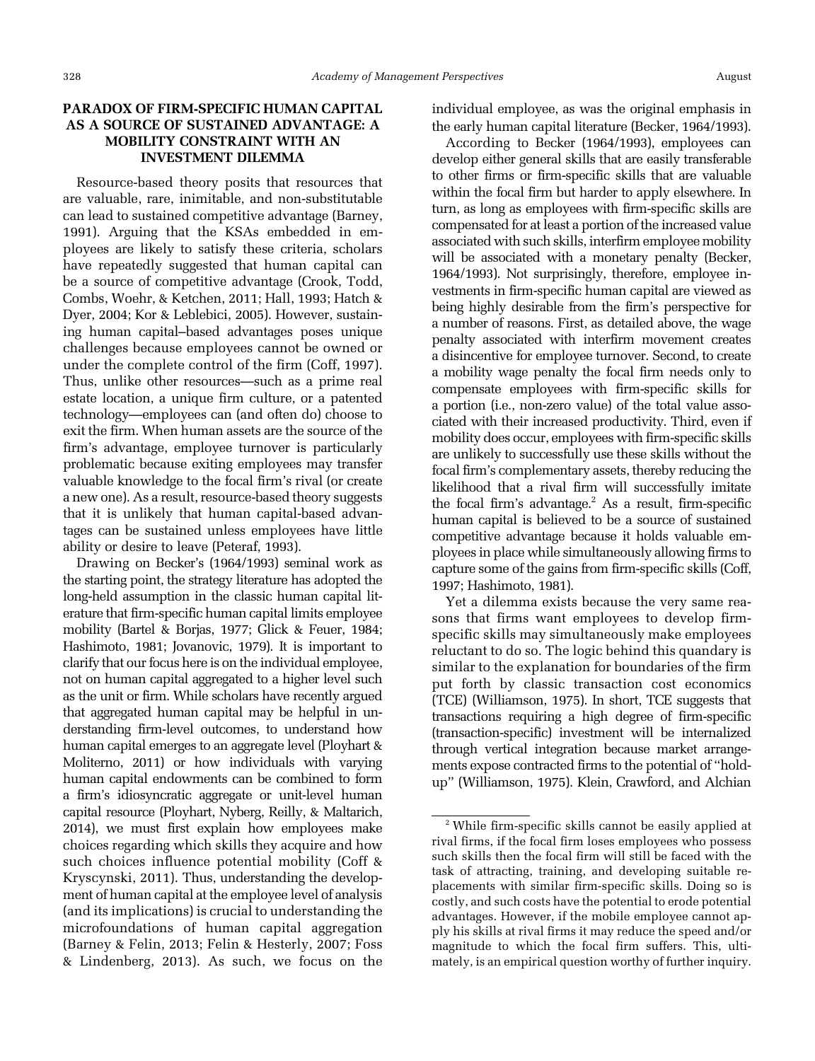## PARADOX OF FIRM-SPECIFIC HUMAN CAPITAL AS A SOURCE OF SUSTAINED ADVANTAGE: A MOBILITY CONSTRAINT WITH AN INVESTMENT DILEMMA

Resource-based theory posits that resources that are valuable, rare, inimitable, and non-substitutable can lead to sustained competitive advantage (Barney, 1991). Arguing that the KSAs embedded in employees are likely to satisfy these criteria, scholars have repeatedly suggested that human capital can be a source of competitive advantage (Crook, Todd, Combs, Woehr, & Ketchen, 2011; Hall, 1993; Hatch & Dyer, 2004; Kor & Leblebici, 2005). However, sustaining human capital–based advantages poses unique challenges because employees cannot be owned or under the complete control of the firm (Coff, 1997). Thus, unlike other resources—such as a prime real estate location, a unique firm culture, or a patented technology—employees can (and often do) choose to exit the firm. When human assets are the source of the firm's advantage, employee turnover is particularly problematic because exiting employees may transfer valuable knowledge to the focal firm's rival (or create a new one). As a result, resource-based theory suggests that it is unlikely that human capital-based advantages can be sustained unless employees have little ability or desire to leave (Peteraf, 1993).

Drawing on Becker's (1964/1993) seminal work as the starting point, the strategy literature has adopted the long-held assumption in the classic human capital literature that firm-specific human capital limits employee mobility (Bartel & Borjas, 1977; Glick & Feuer, 1984; Hashimoto, 1981; Jovanovic, 1979). It is important to clarify that our focus here is on the individual employee, not on human capital aggregated to a higher level such as the unit or firm. While scholars have recently argued that aggregated human capital may be helpful in understanding firm-level outcomes, to understand how human capital emerges to an aggregate level (Ployhart & Moliterno, 2011) or how individuals with varying human capital endowments can be combined to form a firm's idiosyncratic aggregate or unit-level human capital resource (Ployhart, Nyberg, Reilly, & Maltarich, 2014), we must first explain how employees make choices regarding which skills they acquire and how such choices influence potential mobility (Coff & Kryscynski, 2011). Thus, understanding the development of human capital at the employee level of analysis (and its implications) is crucial to understanding the microfoundations of human capital aggregation (Barney & Felin, 2013; Felin & Hesterly, 2007; Foss & Lindenberg, 2013). As such, we focus on the individual employee, as was the original emphasis in the early human capital literature (Becker, 1964/1993).

According to Becker (1964/1993), employees can develop either general skills that are easily transferable to other firms or firm-specific skills that are valuable within the focal firm but harder to apply elsewhere. In turn, as long as employees with firm-specific skills are compensated for at least a portion of the increased value associated with such skills, interfirm employee mobility will be associated with a monetary penalty (Becker, 1964/1993). Not surprisingly, therefore, employee investments in firm-specific human capital are viewed as being highly desirable from the firm's perspective for a number of reasons. First, as detailed above, the wage penalty associated with interfirm movement creates a disincentive for employee turnover. Second, to create a mobility wage penalty the focal firm needs only to compensate employees with firm-specific skills for a portion (i.e., non-zero value) of the total value associated with their increased productivity. Third, even if mobility does occur, employees with firm-specific skills are unlikely to successfully use these skills without the focal firm's complementary assets, thereby reducing the likelihood that a rival firm will successfully imitate the focal firm's advantage.[2] As a result, firm-specific human capital is believed to be a source of sustained competitive advantage because it holds valuable employees in place while simultaneously allowing firms to capture some of the gains from firm-specific skills (Coff, 1997; Hashimoto, 1981).

Yet a dilemma exists because the very same reasons that firms want employees to develop firm-specific skills may simultaneously make employees reluctant to do so. The logic behind this quandary is similar to the explanation for boundaries of the firm put forth by classic transaction cost economics (TCE) (Williamson, 1975). In short, TCE suggests that transactions requiring a high degree of firm-specific (transaction-specific) investment will be internalized through vertical integration because market arrangements expose contracted firms to the potential of "hold-up" (Williamson, 1975). Klein, Crawford, and Alchian

[2] While firm-specific skills cannot be easily applied at rival firms, if the focal firm loses employees who possess such skills then the focal firm will still be faced with the task of attracting, training, and developing suitable replacements with similar firm-specific skills. Doing so is costly, and such costs have the potential to erode potential advantages. However, if the mobile employee cannot apply his skills at rival firms it may reduce the speed and/or magnitude to which the focal firm suffers. This, ultimately, is an empirical question worthy of further inquiry.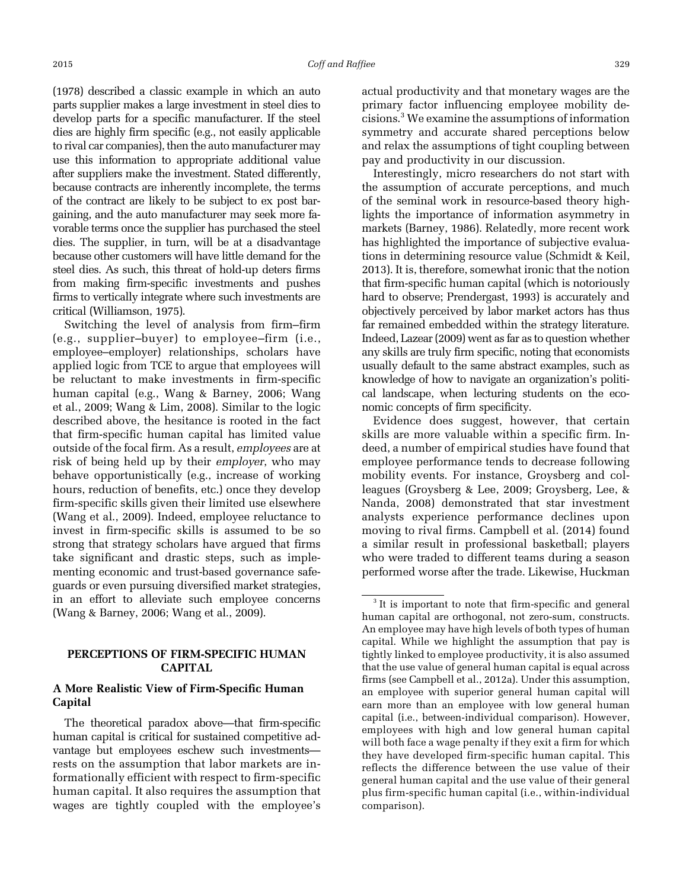(1978) described a classic example in which an auto parts supplier makes a large investment in steel dies to develop parts for a specific manufacturer. If the steel dies are highly firm specific (e.g., not easily applicable to rival car companies), then the auto manufacturer may use this information to appropriate additional value after suppliers make the investment. Stated differently, because contracts are inherently incomplete, the terms of the contract are likely to be subject to ex post bargaining, and the auto manufacturer may seek more favorable terms once the supplier has purchased the steel dies. The supplier, in turn, will be at a disadvantage because other customers will have little demand for the steel dies. As such, this threat of hold-up deters firms from making firm-specific investments and pushes firms to vertically integrate where such investments are critical (Williamson, 1975).

Switching the level of analysis from firm–firm (e.g., supplier–buyer) to employee–firm (i.e., employee–employer) relationships, scholars have applied logic from TCE to argue that employees will be reluctant to make investments in firm-specific human capital (e.g., Wang & Barney, 2006; Wang et al., 2009; Wang & Lim, 2008). Similar to the logic described above, the hesitance is rooted in the fact that firm-specific human capital has limited value outside of the focal firm. As a result, *employees* are at risk of being held up by their *employer*, who may behave opportunistically (e.g., increase of working hours, reduction of benefits, etc.) once they develop firm-specific skills given their limited use elsewhere (Wang et al., 2009). Indeed, employee reluctance to invest in firm-specific skills is assumed to be so strong that strategy scholars have argued that firms take significant and drastic steps, such as implementing economic and trust-based governance safeguards or even pursuing diversified market strategies, in an effort to alleviate such employee concerns (Wang & Barney, 2006; Wang et al., 2009).

## PERCEPTIONS OF FIRM-SPECIFIC HUMAN CAPITAL

### A More Realistic View of Firm-Specific Human Capital

The theoretical paradox above—that firm-specific human capital is critical for sustained competitive advantage but employees eschew such investments—rests on the assumption that labor markets are informationally efficient with respect to firm-specific human capital. It also requires the assumption that wages are tightly coupled with the employee's actual productivity and that monetary wages are the primary factor influencing employee mobility decisions.[3] We examine the assumptions of information symmetry and accurate shared perceptions below and relax the assumptions of tight coupling between pay and productivity in our discussion.

Interestingly, micro researchers do not start with the assumption of accurate perceptions, and much of the seminal work in resource-based theory highlights the importance of information asymmetry in markets (Barney, 1986). Relatedly, more recent work has highlighted the importance of subjective evaluations in determining resource value (Schmidt & Keil, 2013). It is, therefore, somewhat ironic that the notion that firm-specific human capital (which is notoriously hard to observe; Prendergast, 1993) is accurately and objectively perceived by labor market actors has thus far remained embedded within the strategy literature. Indeed, Lazear (2009) went as far as to question whether any skills are truly firm specific, noting that economists usually default to the same abstract examples, such as knowledge of how to navigate an organization's political landscape, when lecturing students on the economic concepts of firm specificity.

Evidence does suggest, however, that certain skills are more valuable within a specific firm. Indeed, a number of empirical studies have found that employee performance tends to decrease following mobility events. For instance, Groysberg and colleagues (Groysberg & Lee, 2009; Groysberg, Lee, & Nanda, 2008) demonstrated that star investment analysts experience performance declines upon moving to rival firms. Campbell et al. (2014) found a similar result in professional basketball; players who were traded to different teams during a season performed worse after the trade. Likewise, Huckman

[3] It is important to note that firm-specific and general human capital are orthogonal, not zero-sum, constructs. An employee may have high levels of both types of human capital. While we highlight the assumption that pay is tightly linked to employee productivity, it is also assumed that the use value of general human capital is equal across firms (see Campbell et al., 2012a). Under this assumption, an employee with superior general human capital will earn more than an employee with low general human capital (i.e., between-individual comparison). However, employees with high and low general human capital will both face a wage penalty if they exit a firm for which they have developed firm-specific human capital. This reflects the difference between the use value of their general human capital and the use value of their general plus firm-specific human capital (i.e., within-individual comparison).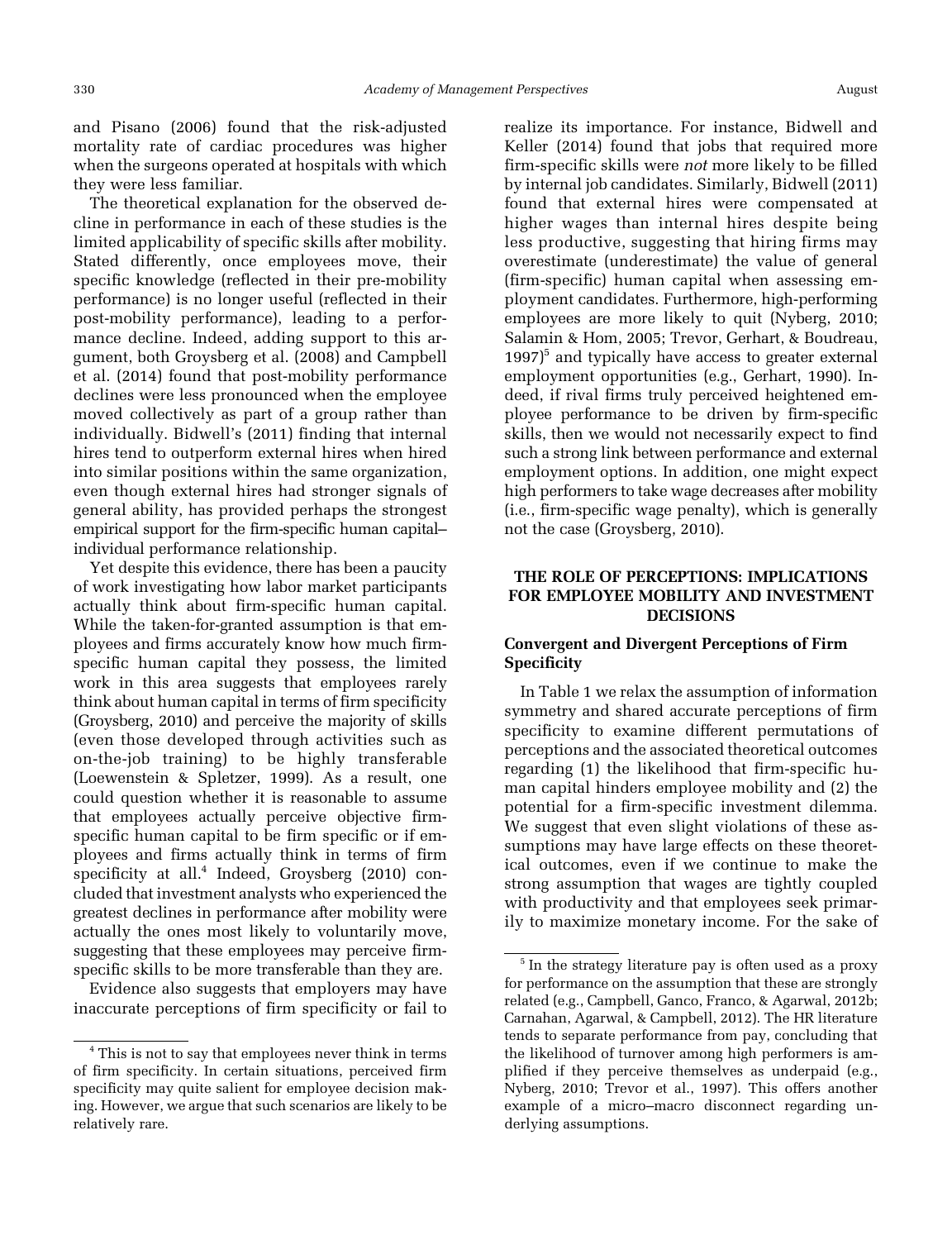and Pisano (2006) found that the risk-adjusted mortality rate of cardiac procedures was higher when the surgeons operated at hospitals with which they were less familiar.

The theoretical explanation for the observed decline in performance in each of these studies is the limited applicability of specific skills after mobility. Stated differently, once employees move, their specific knowledge (reflected in their pre-mobility performance) is no longer useful (reflected in their post-mobility performance), leading to a performance decline. Indeed, adding support to this argument, both Groysberg et al. (2008) and Campbell et al. (2014) found that post-mobility performance declines were less pronounced when the employee moved collectively as part of a group rather than individually. Bidwell's (2011) finding that internal hires tend to outperform external hires when hired into similar positions within the same organization, even though external hires had stronger signals of general ability, has provided perhaps the strongest empirical support for the firm-specific human capital–individual performance relationship.

Yet despite this evidence, there has been a paucity of work investigating how labor market participants actually think about firm-specific human capital. While the taken-for-granted assumption is that employees and firms accurately know how much firm-specific human capital they possess, the limited work in this area suggests that employees rarely think about human capital in terms of firm specificity (Groysberg, 2010) and perceive the majority of skills (even those developed through activities such as on-the-job training) to be highly transferable (Loewenstein & Spletzer, 1999). As a result, one could question whether it is reasonable to assume that employees actually perceive objective firm-specific human capital to be firm specific or if employees and firms actually think in terms of firm specificity at all.[4] Indeed, Groysberg (2010) concluded that investment analysts who experienced the greatest declines in performance after mobility were actually the ones most likely to voluntarily move, suggesting that these employees may perceive firm-specific skills to be more transferable than they are.

Evidence also suggests that employers may have inaccurate perceptions of firm specificity or fail to realize its importance. For instance, Bidwell and Keller (2014) found that jobs that required more firm-specific skills were *not* more likely to be filled by internal job candidates. Similarly, Bidwell (2011) found that external hires were compensated at higher wages than internal hires despite being less productive, suggesting that hiring firms may overestimate (underestimate) the value of general (firm-specific) human capital when assessing employment candidates. Furthermore, high-performing employees are more likely to quit (Nyberg, 2010; Salamin & Hom, 2005; Trevor, Gerhart, & Boudreau, 1997)[5] and typically have access to greater external employment opportunities (e.g., Gerhart, 1990). Indeed, if rival firms truly perceived heightened employee performance to be driven by firm-specific skills, then we would not necessarily expect to find such a strong link between performance and external employment options. In addition, one might expect high performers to take wage decreases after mobility (i.e., firm-specific wage penalty), which is generally not the case (Groysberg, 2010).

## THE ROLE OF PERCEPTIONS: IMPLICATIONS FOR EMPLOYEE MOBILITY AND INVESTMENT DECISIONS

### Convergent and Divergent Perceptions of Firm Specificity

In Table 1 we relax the assumption of information symmetry and shared accurate perceptions of firm specificity to examine different permutations of perceptions and the associated theoretical outcomes regarding (1) the likelihood that firm-specific human capital hinders employee mobility and (2) the potential for a firm-specific investment dilemma. We suggest that even slight violations of these assumptions may have large effects on these theoretical outcomes, even if we continue to make the strong assumption that wages are tightly coupled with productivity and that employees seek primarily to maximize monetary income. For the sake of

---

[4] This is not to say that employees never think in terms of firm specificity. In certain situations, perceived firm specificity may quite salient for employee decision making. However, we argue that such scenarios are likely to be relatively rare.

[5] In the strategy literature pay is often used as a proxy for performance on the assumption that these are strongly related (e.g., Campbell, Ganco, Franco, & Agarwal, 2012b; Carnahan, Agarwal, & Campbell, 2012). The HR literature tends to separate performance from pay, concluding that the likelihood of turnover among high performers is amplified if they perceive themselves as underpaid (e.g., Nyberg, 2010; Trevor et al., 1997). This offers another example of a micro–macro disconnect regarding underlying assumptions.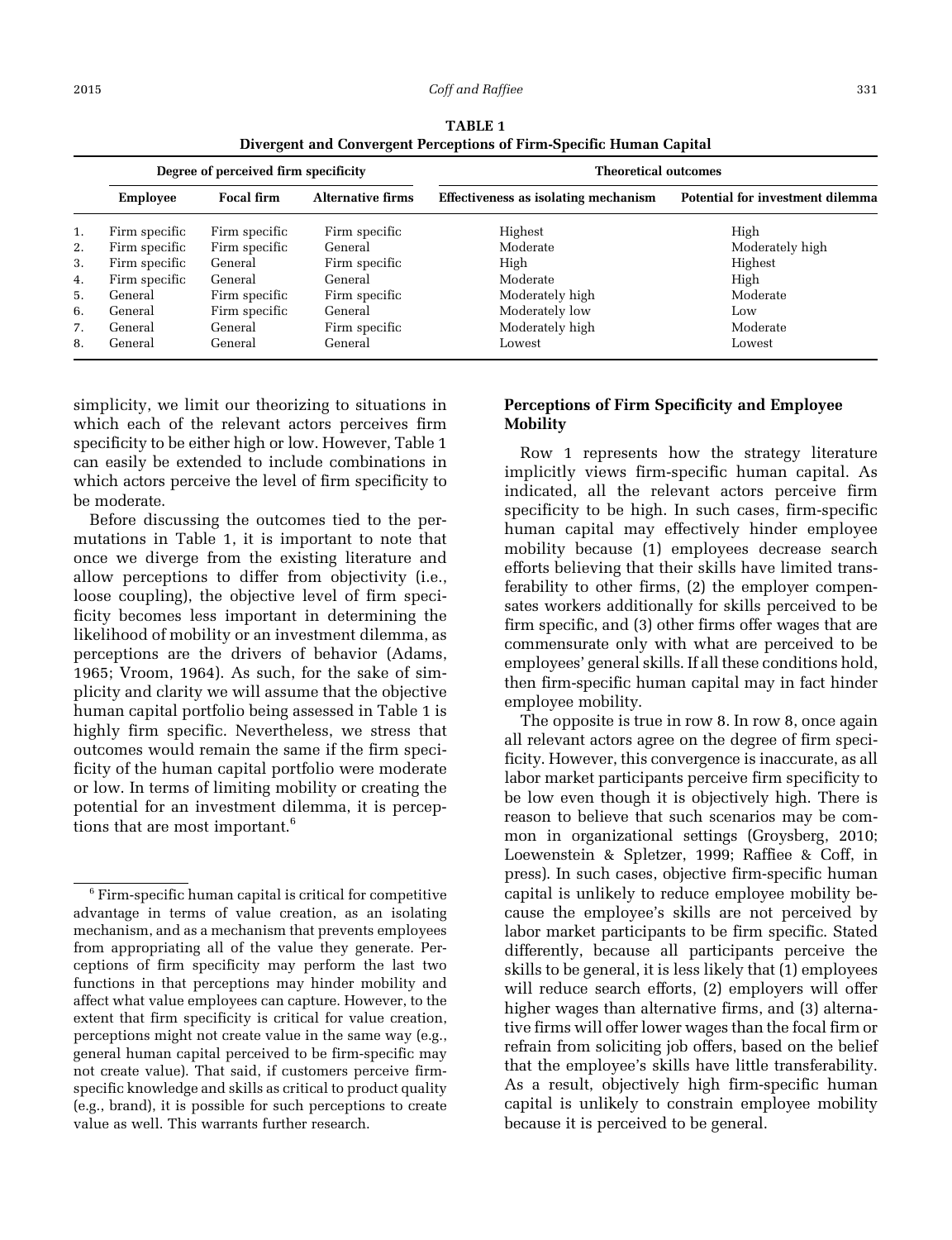**TABLE 1**
**Divergent and Convergent Perceptions of Firm-Specific Human Capital**

| | Degree of perceived firm specificity | | | Theoretical outcomes | |
|---|---|---|---|---|---|
| | **Employee** | **Focal firm** | **Alternative firms** | **Effectiveness as isolating mechanism** | **Potential for investment dilemma** |
| 1. | Firm specific | Firm specific | Firm specific | Highest | High |
| 2. | Firm specific | Firm specific | General | Moderate | Moderately high |
| 3. | Firm specific | General | Firm specific | High | Highest |
| 4. | Firm specific | General | General | Moderate | High |
| 5. | General | Firm specific | Firm specific | Moderately high | Moderate |
| 6. | General | Firm specific | General | Moderately low | Low |
| 7. | General | General | Firm specific | Moderately high | Moderate |
| 8. | General | General | General | Lowest | Lowest |

simplicity, we limit our theorizing to situations in which each of the relevant actors perceives firm specificity to be either high or low. However, Table 1 can easily be extended to include combinations in which actors perceive the level of firm specificity to be moderate.

Before discussing the outcomes tied to the permutations in Table 1, it is important to note that once we diverge from the existing literature and allow perceptions to differ from objectivity (i.e., loose coupling), the objective level of firm specificity becomes less important in determining the likelihood of mobility or an investment dilemma, as perceptions are the drivers of behavior (Adams, 1965; Vroom, 1964). As such, for the sake of simplicity and clarity we will assume that the objective human capital portfolio being assessed in Table 1 is highly firm specific. Nevertheless, we stress that outcomes would remain the same if the firm specificity of the human capital portfolio were moderate or low. In terms of limiting mobility or creating the potential for an investment dilemma, it is perceptions that are most important.[6]

[6] Firm-specific human capital is critical for competitive advantage in terms of value creation, as an isolating mechanism, and as a mechanism that prevents employees from appropriating all of the value they generate. Perceptions of firm specificity may perform the last two functions in that perceptions may hinder mobility and affect what value employees can capture. However, to the extent that firm specificity is critical for value creation, perceptions might not create value in the same way (e.g., general human capital perceived to be firm-specific may not create value). That said, if customers perceive firm-specific knowledge and skills as critical to product quality (e.g., brand), it is possible for such perceptions to create value as well. This warrants further research.

### Perceptions of Firm Specificity and Employee Mobility

Row 1 represents how the strategy literature implicitly views firm-specific human capital. As indicated, all the relevant actors perceive firm specificity to be high. In such cases, firm-specific human capital may effectively hinder employee mobility because (1) employees decrease search efforts believing that their skills have limited transferability to other firms, (2) the employer compensates workers additionally for skills perceived to be firm specific, and (3) other firms offer wages that are commensurate only with what are perceived to be employees' general skills. If all these conditions hold, then firm-specific human capital may in fact hinder employee mobility.

The opposite is true in row 8. In row 8, once again all relevant actors agree on the degree of firm specificity. However, this convergence is inaccurate, as all labor market participants perceive firm specificity to be low even though it is objectively high. There is reason to believe that such scenarios may be common in organizational settings (Groysberg, 2010; Loewenstein & Spletzer, 1999; Raffiee & Coff, in press). In such cases, objective firm-specific human capital is unlikely to reduce employee mobility because the employee's skills are not perceived by labor market participants to be firm specific. Stated differently, because all participants perceive the skills to be general, it is less likely that (1) employees will reduce search efforts, (2) employers will offer higher wages than alternative firms, and (3) alternative firms will offer lower wages than the focal firm or refrain from soliciting job offers, based on the belief that the employee's skills have little transferability. As a result, objectively high firm-specific human capital is unlikely to constrain employee mobility because it is perceived to be general.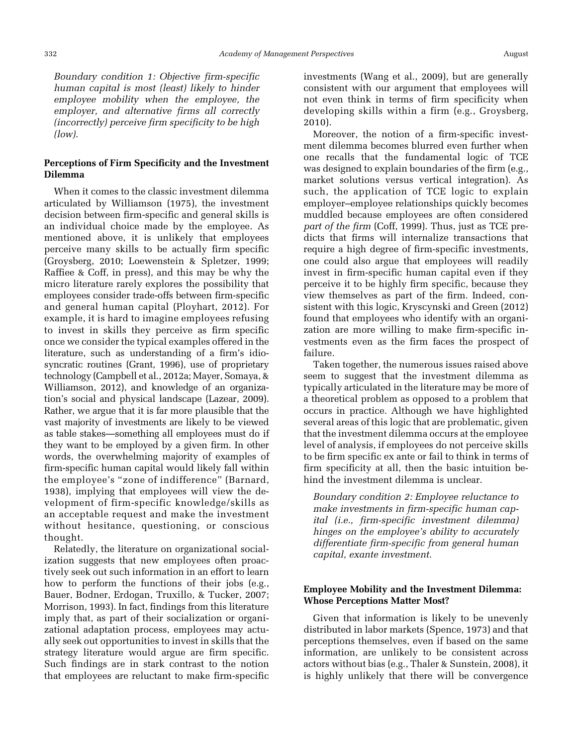*Boundary condition 1: Objective firm-specific human capital is most (least) likely to hinder employee mobility when the employee, the employer, and alternative firms all correctly (incorrectly) perceive firm specificity to be high (low).*

### Perceptions of Firm Specificity and the Investment Dilemma

When it comes to the classic investment dilemma articulated by Williamson (1975), the investment decision between firm-specific and general skills is an individual choice made by the employee. As mentioned above, it is unlikely that employees perceive many skills to be actually firm specific (Groysberg, 2010; Loewenstein & Spletzer, 1999; Raffiee & Coff, in press), and this may be why the micro literature rarely explores the possibility that employees consider trade-offs between firm-specific and general human capital (Ployhart, 2012). For example, it is hard to imagine employees refusing to invest in skills they perceive as firm specific once we consider the typical examples offered in the literature, such as understanding of a firm's idiosyncratic routines (Grant, 1996), use of proprietary technology (Campbell et al., 2012a; Mayer, Somaya, & Williamson, 2012), and knowledge of an organization's social and physical landscape (Lazear, 2009). Rather, we argue that it is far more plausible that the vast majority of investments are likely to be viewed as table stakes—something all employees must do if they want to be employed by a given firm. In other words, the overwhelming majority of examples of firm-specific human capital would likely fall within the employee's "zone of indifference" (Barnard, 1938), implying that employees will view the development of firm-specific knowledge/skills as an acceptable request and make the investment without hesitance, questioning, or conscious thought.

Relatedly, the literature on organizational socialization suggests that new employees often proactively seek out such information in an effort to learn how to perform the functions of their jobs (e.g., Bauer, Bodner, Erdogan, Truxillo, & Tucker, 2007; Morrison, 1993). In fact, findings from this literature imply that, as part of their socialization or organizational adaptation process, employees may actually seek out opportunities to invest in skills that the strategy literature would argue are firm specific. Such findings are in stark contrast to the notion that employees are reluctant to make firm-specific investments (Wang et al., 2009), but are generally consistent with our argument that employees will not even think in terms of firm specificity when developing skills within a firm (e.g., Groysberg, 2010).

Moreover, the notion of a firm-specific investment dilemma becomes blurred even further when one recalls that the fundamental logic of TCE was designed to explain boundaries of the firm (e.g., market solutions versus vertical integration). As such, the application of TCE logic to explain employer–employee relationships quickly becomes muddled because employees are often considered *part of the firm* (Coff, 1999). Thus, just as TCE predicts that firms will internalize transactions that require a high degree of firm-specific investments, one could also argue that employees will readily invest in firm-specific human capital even if they perceive it to be highly firm specific, because they view themselves as part of the firm. Indeed, consistent with this logic, Kryscynski and Green (2012) found that employees who identify with an organization are more willing to make firm-specific investments even as the firm faces the prospect of failure.

Taken together, the numerous issues raised above seem to suggest that the investment dilemma as typically articulated in the literature may be more of a theoretical problem as opposed to a problem that occurs in practice. Although we have highlighted several areas of this logic that are problematic, given that the investment dilemma occurs at the employee level of analysis, if employees do not perceive skills to be firm specific ex ante or fail to think in terms of firm specificity at all, then the basic intuition behind the investment dilemma is unclear.

*Boundary condition 2: Employee reluctance to make investments in firm-specific human capital (i.e., firm-specific investment dilemma) hinges on the employee's ability to accurately differentiate firm-specific from general human capital, exante investment.*

### Employee Mobility and the Investment Dilemma: Whose Perceptions Matter Most?

Given that information is likely to be unevenly distributed in labor markets (Spence, 1973) and that perceptions themselves, even if based on the same information, are unlikely to be consistent across actors without bias (e.g., Thaler & Sunstein, 2008), it is highly unlikely that there will be convergence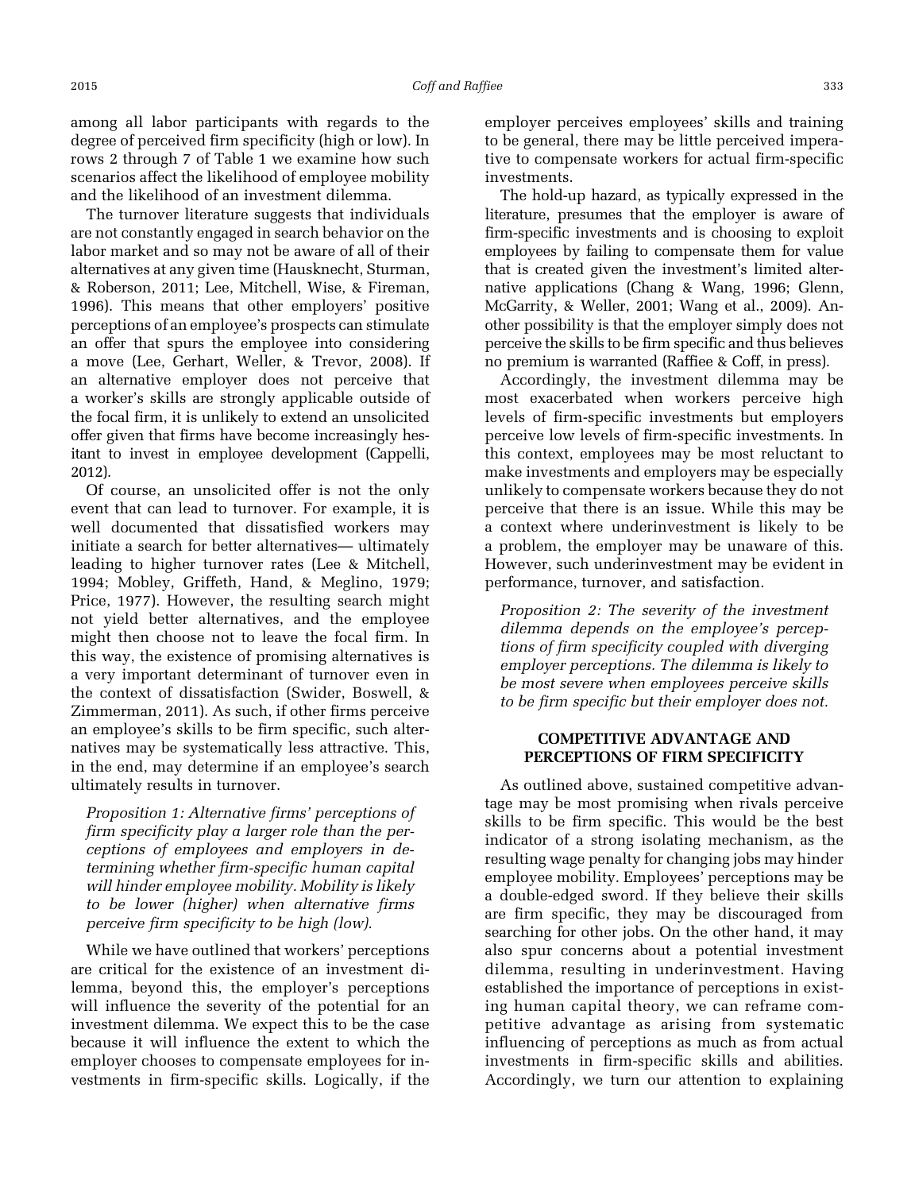among all labor participants with regards to the degree of perceived firm specificity (high or low). In rows 2 through 7 of Table 1 we examine how such scenarios affect the likelihood of employee mobility and the likelihood of an investment dilemma.

The turnover literature suggests that individuals are not constantly engaged in search behavior on the labor market and so may not be aware of all of their alternatives at any given time (Hausknecht, Sturman, & Roberson, 2011; Lee, Mitchell, Wise, & Fireman, 1996). This means that other employers' positive perceptions of an employee's prospects can stimulate an offer that spurs the employee into considering a move (Lee, Gerhart, Weller, & Trevor, 2008). If an alternative employer does not perceive that a worker's skills are strongly applicable outside of the focal firm, it is unlikely to extend an unsolicited offer given that firms have become increasingly hesitant to invest in employee development (Cappelli, 2012).

Of course, an unsolicited offer is not the only event that can lead to turnover. For example, it is well documented that dissatisfied workers may initiate a search for better alternatives— ultimately leading to higher turnover rates (Lee & Mitchell, 1994; Mobley, Griffeth, Hand, & Meglino, 1979; Price, 1977). However, the resulting search might not yield better alternatives, and the employee might then choose not to leave the focal firm. In this way, the existence of promising alternatives is a very important determinant of turnover even in the context of dissatisfaction (Swider, Boswell, & Zimmerman, 2011). As such, if other firms perceive an employee's skills to be firm specific, such alternatives may be systematically less attractive. This, in the end, may determine if an employee's search ultimately results in turnover.

*Proposition 1: Alternative firms' perceptions of firm specificity play a larger role than the perceptions of employees and employers in determining whether firm-specific human capital will hinder employee mobility. Mobility is likely to be lower (higher) when alternative firms perceive firm specificity to be high (low).*

While we have outlined that workers' perceptions are critical for the existence of an investment dilemma, beyond this, the employer's perceptions will influence the severity of the potential for an investment dilemma. We expect this to be the case because it will influence the extent to which the employer chooses to compensate employees for investments in firm-specific skills. Logically, if the employer perceives employees' skills and training to be general, there may be little perceived imperative to compensate workers for actual firm-specific investments.

The hold-up hazard, as typically expressed in the literature, presumes that the employer is aware of firm-specific investments and is choosing to exploit employees by failing to compensate them for value that is created given the investment's limited alternative applications (Chang & Wang, 1996; Glenn, McGarrity, & Weller, 2001; Wang et al., 2009). Another possibility is that the employer simply does not perceive the skills to be firm specific and thus believes no premium is warranted (Raffiee & Coff, in press).

Accordingly, the investment dilemma may be most exacerbated when workers perceive high levels of firm-specific investments but employers perceive low levels of firm-specific investments. In this context, employees may be most reluctant to make investments and employers may be especially unlikely to compensate workers because they do not perceive that there is an issue. While this may be a context where underinvestment is likely to be a problem, the employer may be unaware of this. However, such underinvestment may be evident in performance, turnover, and satisfaction.

*Proposition 2: The severity of the investment dilemma depends on the employee's perceptions of firm specificity coupled with diverging employer perceptions. The dilemma is likely to be most severe when employees perceive skills to be firm specific but their employer does not.*

## COMPETITIVE ADVANTAGE AND PERCEPTIONS OF FIRM SPECIFICITY

As outlined above, sustained competitive advantage may be most promising when rivals perceive skills to be firm specific. This would be the best indicator of a strong isolating mechanism, as the resulting wage penalty for changing jobs may hinder employee mobility. Employees' perceptions may be a double-edged sword. If they believe their skills are firm specific, they may be discouraged from searching for other jobs. On the other hand, it may also spur concerns about a potential investment dilemma, resulting in underinvestment. Having established the importance of perceptions in existing human capital theory, we can reframe competitive advantage as arising from systematic influencing of perceptions as much as from actual investments in firm-specific skills and abilities. Accordingly, we turn our attention to explaining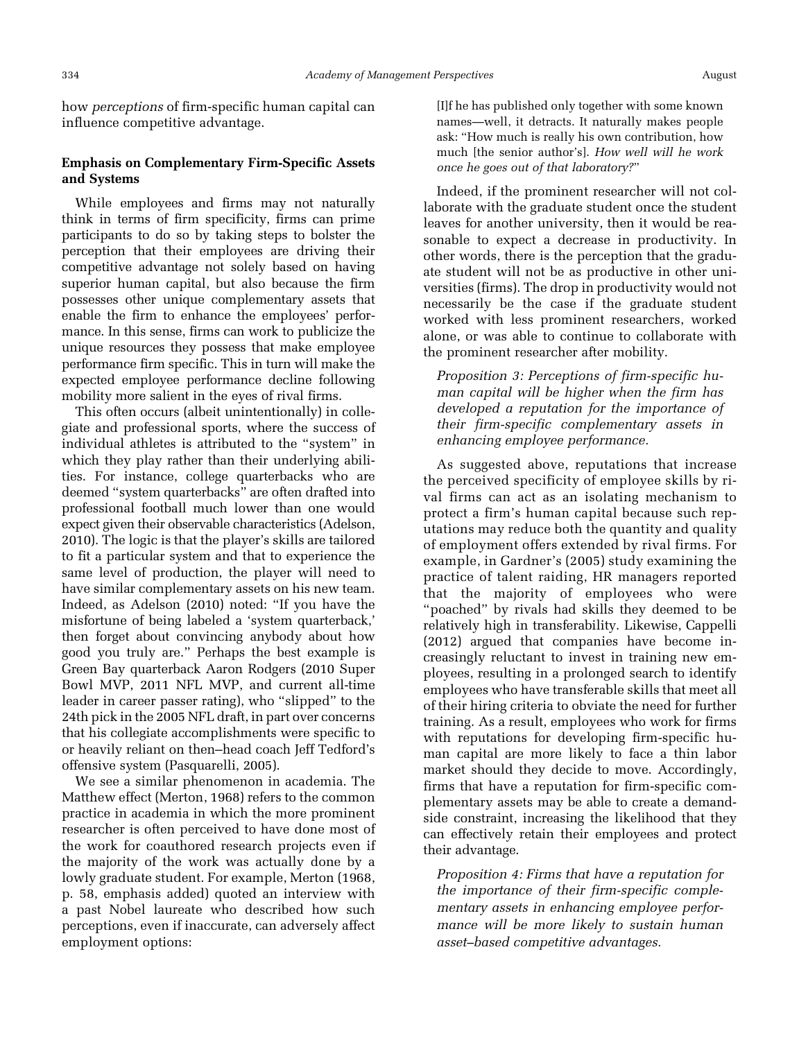how *perceptions* of firm-specific human capital can influence competitive advantage.

### Emphasis on Complementary Firm-Specific Assets and Systems

While employees and firms may not naturally think in terms of firm specificity, firms can prime participants to do so by taking steps to bolster the perception that their employees are driving their competitive advantage not solely based on having superior human capital, but also because the firm possesses other unique complementary assets that enable the firm to enhance the employees' performance. In this sense, firms can work to publicize the unique resources they possess that make employee performance firm specific. This in turn will make the expected employee performance decline following mobility more salient in the eyes of rival firms.

This often occurs (albeit unintentionally) in collegiate and professional sports, where the success of individual athletes is attributed to the "system" in which they play rather than their underlying abilities. For instance, college quarterbacks who are deemed "system quarterbacks" are often drafted into professional football much lower than one would expect given their observable characteristics (Adelson, 2010). The logic is that the player's skills are tailored to fit a particular system and that to experience the same level of production, the player will need to have similar complementary assets on his new team. Indeed, as Adelson (2010) noted: "If you have the misfortune of being labeled a 'system quarterback,' then forget about convincing anybody about how good you truly are." Perhaps the best example is Green Bay quarterback Aaron Rodgers (2010 Super Bowl MVP, 2011 NFL MVP, and current all-time leader in career passer rating), who "slipped" to the 24th pick in the 2005 NFL draft, in part over concerns that his collegiate accomplishments were specific to or heavily reliant on then–head coach Jeff Tedford's offensive system (Pasquarelli, 2005).

We see a similar phenomenon in academia. The Matthew effect (Merton, 1968) refers to the common practice in academia in which the more prominent researcher is often perceived to have done most of the work for coauthored research projects even if the majority of the work was actually done by a lowly graduate student. For example, Merton (1968, p. 58, emphasis added) quoted an interview with a past Nobel laureate who described how such perceptions, even if inaccurate, can adversely affect employment options:

> [I]f he has published only together with some known names—well, it detracts. It naturally makes people ask: "How much is really his own contribution, how much [the senior author's]. *How well will he work once he goes out of that laboratory?*"

Indeed, if the prominent researcher will not collaborate with the graduate student once the student leaves for another university, then it would be reasonable to expect a decrease in productivity. In other words, there is the perception that the graduate student will not be as productive in other universities (firms). The drop in productivity would not necessarily be the case if the graduate student worked with less prominent researchers, worked alone, or was able to continue to collaborate with the prominent researcher after mobility.

> *Proposition 3: Perceptions of firm-specific human capital will be higher when the firm has developed a reputation for the importance of their firm-specific complementary assets in enhancing employee performance.*

As suggested above, reputations that increase the perceived specificity of employee skills by rival firms can act as an isolating mechanism to protect a firm's human capital because such reputations may reduce both the quantity and quality of employment offers extended by rival firms. For example, in Gardner's (2005) study examining the practice of talent raiding, HR managers reported that the majority of employees who were "poached" by rivals had skills they deemed to be relatively high in transferability. Likewise, Cappelli (2012) argued that companies have become increasingly reluctant to invest in training new employees, resulting in a prolonged search to identify employees who have transferable skills that meet all of their hiring criteria to obviate the need for further training. As a result, employees who work for firms with reputations for developing firm-specific human capital are more likely to face a thin labor market should they decide to move. Accordingly, firms that have a reputation for firm-specific complementary assets may be able to create a demand-side constraint, increasing the likelihood that they can effectively retain their employees and protect their advantage.

> *Proposition 4: Firms that have a reputation for the importance of their firm-specific complementary assets in enhancing employee performance will be more likely to sustain human asset–based competitive advantages.*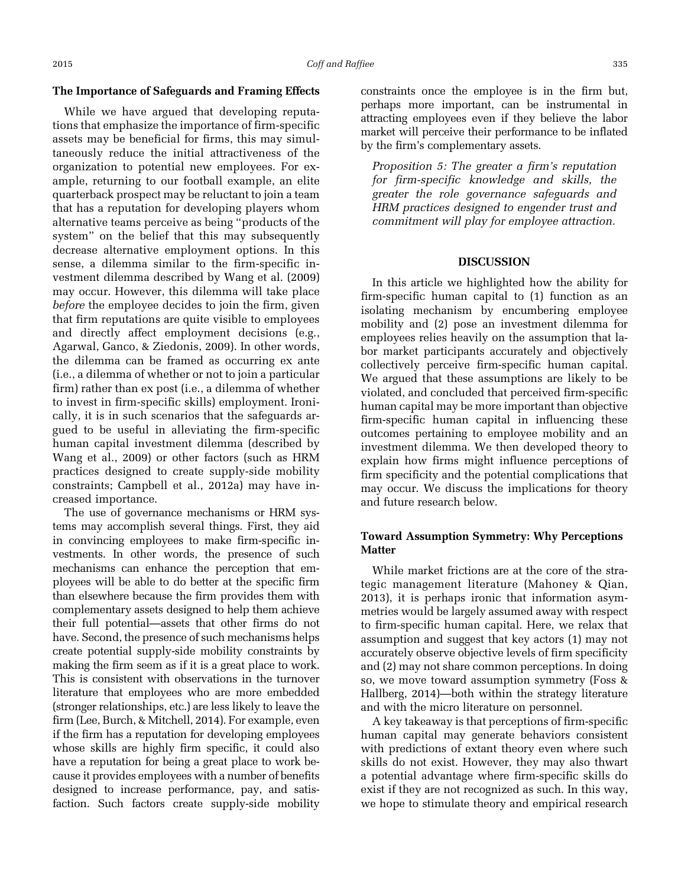### The Importance of Safeguards and Framing Effects

While we have argued that developing reputations that emphasize the importance of firm-specific assets may be beneficial for firms, this may simultaneously reduce the initial attractiveness of the organization to potential new employees. For example, returning to our football example, an elite quarterback prospect may be reluctant to join a team that has a reputation for developing players whom alternative teams perceive as being "products of the system" on the belief that this may subsequently decrease alternative employment options. In this sense, a dilemma similar to the firm-specific investment dilemma described by Wang et al. (2009) may occur. However, this dilemma will take place *before* the employee decides to join the firm, given that firm reputations are quite visible to employees and directly affect employment decisions (e.g., Agarwal, Ganco, & Ziedonis, 2009). In other words, the dilemma can be framed as occurring ex ante (i.e., a dilemma of whether or not to join a particular firm) rather than ex post (i.e., a dilemma of whether to invest in firm-specific skills) employment. Ironically, it is in such scenarios that the safeguards argued to be useful in alleviating the firm-specific human capital investment dilemma (described by Wang et al., 2009) or other factors (such as HRM practices designed to create supply-side mobility constraints; Campbell et al., 2012a) may have increased importance.

The use of governance mechanisms or HRM systems may accomplish several things. First, they aid in convincing employees to make firm-specific investments. In other words, the presence of such mechanisms can enhance the perception that employees will be able to do better at the specific firm than elsewhere because the firm provides them with complementary assets designed to help them achieve their full potential—assets that other firms do not have. Second, the presence of such mechanisms helps create potential supply-side mobility constraints by making the firm seem as if it is a great place to work. This is consistent with observations in the turnover literature that employees who are more embedded (stronger relationships, etc.) are less likely to leave the firm (Lee, Burch, & Mitchell, 2014). For example, even if the firm has a reputation for developing employees whose skills are highly firm specific, it could also have a reputation for being a great place to work because it provides employees with a number of benefits designed to increase performance, pay, and satisfaction. Such factors create supply-side mobility constraints once the employee is in the firm but, perhaps more important, can be instrumental in attracting employees even if they believe the labor market will perceive their performance to be inflated by the firm's complementary assets.

*Proposition 5: The greater a firm's reputation for firm-specific knowledge and skills, the greater the role governance safeguards and HRM practices designed to engender trust and commitment will play for employee attraction.*

## DISCUSSION

In this article we highlighted how the ability for firm-specific human capital to (1) function as an isolating mechanism by encumbering employee mobility and (2) pose an investment dilemma for employees relies heavily on the assumption that labor market participants accurately and objectively collectively perceive firm-specific human capital. We argued that these assumptions are likely to be violated, and concluded that perceived firm-specific human capital may be more important than objective firm-specific human capital in influencing these outcomes pertaining to employee mobility and an investment dilemma. We then developed theory to explain how firms might influence perceptions of firm specificity and the potential complications that may occur. We discuss the implications for theory and future research below.

### Toward Assumption Symmetry: Why Perceptions Matter

While market frictions are at the core of the strategic management literature (Mahoney & Qian, 2013), it is perhaps ironic that information asymmetries would be largely assumed away with respect to firm-specific human capital. Here, we relax that assumption and suggest that key actors (1) may not accurately observe objective levels of firm specificity and (2) may not share common perceptions. In doing so, we move toward assumption symmetry (Foss & Hallberg, 2014)—both within the strategy literature and with the micro literature on personnel.

A key takeaway is that perceptions of firm-specific human capital may generate behaviors consistent with predictions of extant theory even where such skills do not exist. However, they may also thwart a potential advantage where firm-specific skills do exist if they are not recognized as such. In this way, we hope to stimulate theory and empirical research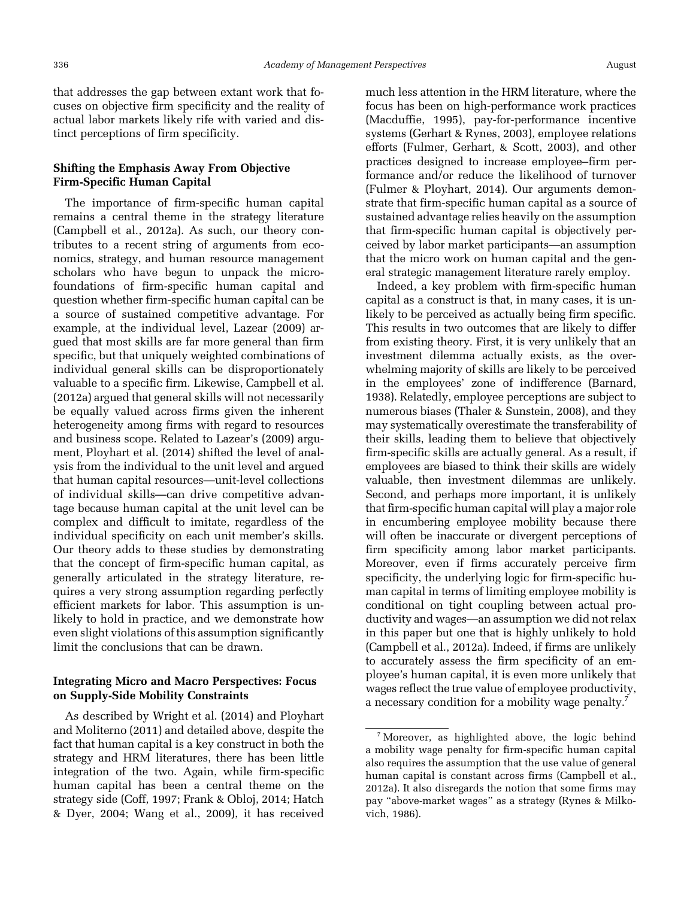that addresses the gap between extant work that focuses on objective firm specificity and the reality of actual labor markets likely rife with varied and distinct perceptions of firm specificity.

### Shifting the Emphasis Away From Objective Firm-Specific Human Capital

The importance of firm-specific human capital remains a central theme in the strategy literature (Campbell et al., 2012a). As such, our theory contributes to a recent string of arguments from economics, strategy, and human resource management scholars who have begun to unpack the microfoundations of firm-specific human capital and question whether firm-specific human capital can be a source of sustained competitive advantage. For example, at the individual level, Lazear (2009) argued that most skills are far more general than firm specific, but that uniquely weighted combinations of individual general skills can be disproportionately valuable to a specific firm. Likewise, Campbell et al. (2012a) argued that general skills will not necessarily be equally valued across firms given the inherent heterogeneity among firms with regard to resources and business scope. Related to Lazear's (2009) argument, Ployhart et al. (2014) shifted the level of analysis from the individual to the unit level and argued that human capital resources—unit-level collections of individual skills—can drive competitive advantage because human capital at the unit level can be complex and difficult to imitate, regardless of the individual specificity on each unit member's skills. Our theory adds to these studies by demonstrating that the concept of firm-specific human capital, as generally articulated in the strategy literature, requires a very strong assumption regarding perfectly efficient markets for labor. This assumption is unlikely to hold in practice, and we demonstrate how even slight violations of this assumption significantly limit the conclusions that can be drawn.

### Integrating Micro and Macro Perspectives: Focus on Supply-Side Mobility Constraints

As described by Wright et al. (2014) and Ployhart and Moliterno (2011) and detailed above, despite the fact that human capital is a key construct in both the strategy and HRM literatures, there has been little integration of the two. Again, while firm-specific human capital has been a central theme on the strategy side (Coff, 1997; Frank & Obloj, 2014; Hatch & Dyer, 2004; Wang et al., 2009), it has received much less attention in the HRM literature, where the focus has been on high-performance work practices (Macduffie, 1995), pay-for-performance incentive systems (Gerhart & Rynes, 2003), employee relations efforts (Fulmer, Gerhart, & Scott, 2003), and other practices designed to increase employee–firm performance and/or reduce the likelihood of turnover (Fulmer & Ployhart, 2014). Our arguments demonstrate that firm-specific human capital as a source of sustained advantage relies heavily on the assumption that firm-specific human capital is objectively perceived by labor market participants—an assumption that the micro work on human capital and the general strategic management literature rarely employ.

Indeed, a key problem with firm-specific human capital as a construct is that, in many cases, it is unlikely to be perceived as actually being firm specific. This results in two outcomes that are likely to differ from existing theory. First, it is very unlikely that an investment dilemma actually exists, as the overwhelming majority of skills are likely to be perceived in the employees' zone of indifference (Barnard, 1938). Relatedly, employee perceptions are subject to numerous biases (Thaler & Sunstein, 2008), and they may systematically overestimate the transferability of their skills, leading them to believe that objectively firm-specific skills are actually general. As a result, if employees are biased to think their skills are widely valuable, then investment dilemmas are unlikely. Second, and perhaps more important, it is unlikely that firm-specific human capital will play a major role in encumbering employee mobility because there will often be inaccurate or divergent perceptions of firm specificity among labor market participants. Moreover, even if firms accurately perceive firm specificity, the underlying logic for firm-specific human capital in terms of limiting employee mobility is conditional on tight coupling between actual productivity and wages—an assumption we did not relax in this paper but one that is highly unlikely to hold (Campbell et al., 2012a). Indeed, if firms are unlikely to accurately assess the firm specificity of an employee's human capital, it is even more unlikely that wages reflect the true value of employee productivity, a necessary condition for a mobility wage penalty.[7]

[7] Moreover, as highlighted above, the logic behind a mobility wage penalty for firm-specific human capital also requires the assumption that the use value of general human capital is constant across firms (Campbell et al., 2012a). It also disregards the notion that some firms may pay "above-market wages" as a strategy (Rynes & Milkovich, 1986).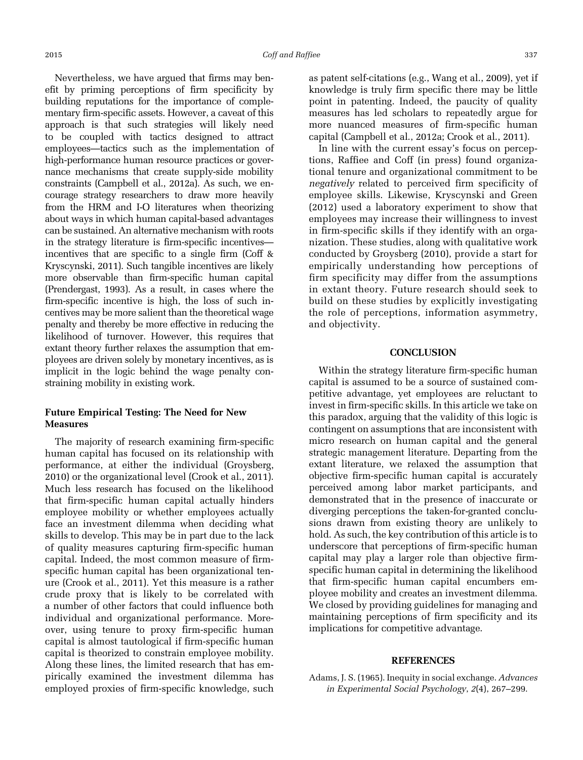Nevertheless, we have argued that firms may benefit by priming perceptions of firm specificity by building reputations for the importance of complementary firm-specific assets. However, a caveat of this approach is that such strategies will likely need to be coupled with tactics designed to attract employees—tactics such as the implementation of high-performance human resource practices or governance mechanisms that create supply-side mobility constraints (Campbell et al., 2012a). As such, we encourage strategy researchers to draw more heavily from the HRM and I-O literatures when theorizing about ways in which human capital-based advantages can be sustained. An alternative mechanism with roots in the strategy literature is firm-specific incentives—incentives that are specific to a single firm (Coff & Kryscynski, 2011). Such tangible incentives are likely more observable than firm-specific human capital (Prendergast, 1993). As a result, in cases where the firm-specific incentive is high, the loss of such incentives may be more salient than the theoretical wage penalty and thereby be more effective in reducing the likelihood of turnover. However, this requires that extant theory further relaxes the assumption that employees are driven solely by monetary incentives, as is implicit in the logic behind the wage penalty constraining mobility in existing work.

### Future Empirical Testing: The Need for New Measures

The majority of research examining firm-specific human capital has focused on its relationship with performance, at either the individual (Groysberg, 2010) or the organizational level (Crook et al., 2011). Much less research has focused on the likelihood that firm-specific human capital actually hinders employee mobility or whether employees actually face an investment dilemma when deciding what skills to develop. This may be in part due to the lack of quality measures capturing firm-specific human capital. Indeed, the most common measure of firm-specific human capital has been organizational tenure (Crook et al., 2011). Yet this measure is a rather crude proxy that is likely to be correlated with a number of other factors that could influence both individual and organizational performance. Moreover, using tenure to proxy firm-specific human capital is almost tautological if firm-specific human capital is theorized to constrain employee mobility. Along these lines, the limited research that has empirically examined the investment dilemma has employed proxies of firm-specific knowledge, such as patent self-citations (e.g., Wang et al., 2009), yet if knowledge is truly firm specific there may be little point in patenting. Indeed, the paucity of quality measures has led scholars to repeatedly argue for more nuanced measures of firm-specific human capital (Campbell et al., 2012a; Crook et al., 2011).

In line with the current essay's focus on perceptions, Raffiee and Coff (in press) found organizational tenure and organizational commitment to be *negatively* related to perceived firm specificity of employee skills. Likewise, Kryscynski and Green (2012) used a laboratory experiment to show that employees may increase their willingness to invest in firm-specific skills if they identify with an organization. These studies, along with qualitative work conducted by Groysberg (2010), provide a start for empirically understanding how perceptions of firm specificity may differ from the assumptions in extant theory. Future research should seek to build on these studies by explicitly investigating the role of perceptions, information asymmetry, and objectivity.

## CONCLUSION

Within the strategy literature firm-specific human capital is assumed to be a source of sustained competitive advantage, yet employees are reluctant to invest in firm-specific skills. In this article we take on this paradox, arguing that the validity of this logic is contingent on assumptions that are inconsistent with micro research on human capital and the general strategic management literature. Departing from the extant literature, we relaxed the assumption that objective firm-specific human capital is accurately perceived among labor market participants, and demonstrated that in the presence of inaccurate or diverging perceptions the taken-for-granted conclusions drawn from existing theory are unlikely to hold. As such, the key contribution of this article is to underscore that perceptions of firm-specific human capital may play a larger role than objective firm-specific human capital in determining the likelihood that firm-specific human capital encumbers employee mobility and creates an investment dilemma. We closed by providing guidelines for managing and maintaining perceptions of firm specificity and its implications for competitive advantage.

## REFERENCES

Adams, J. S. (1965). Inequity in social exchange. *Advances in Experimental Social Psychology*, *2*(4), 267–299.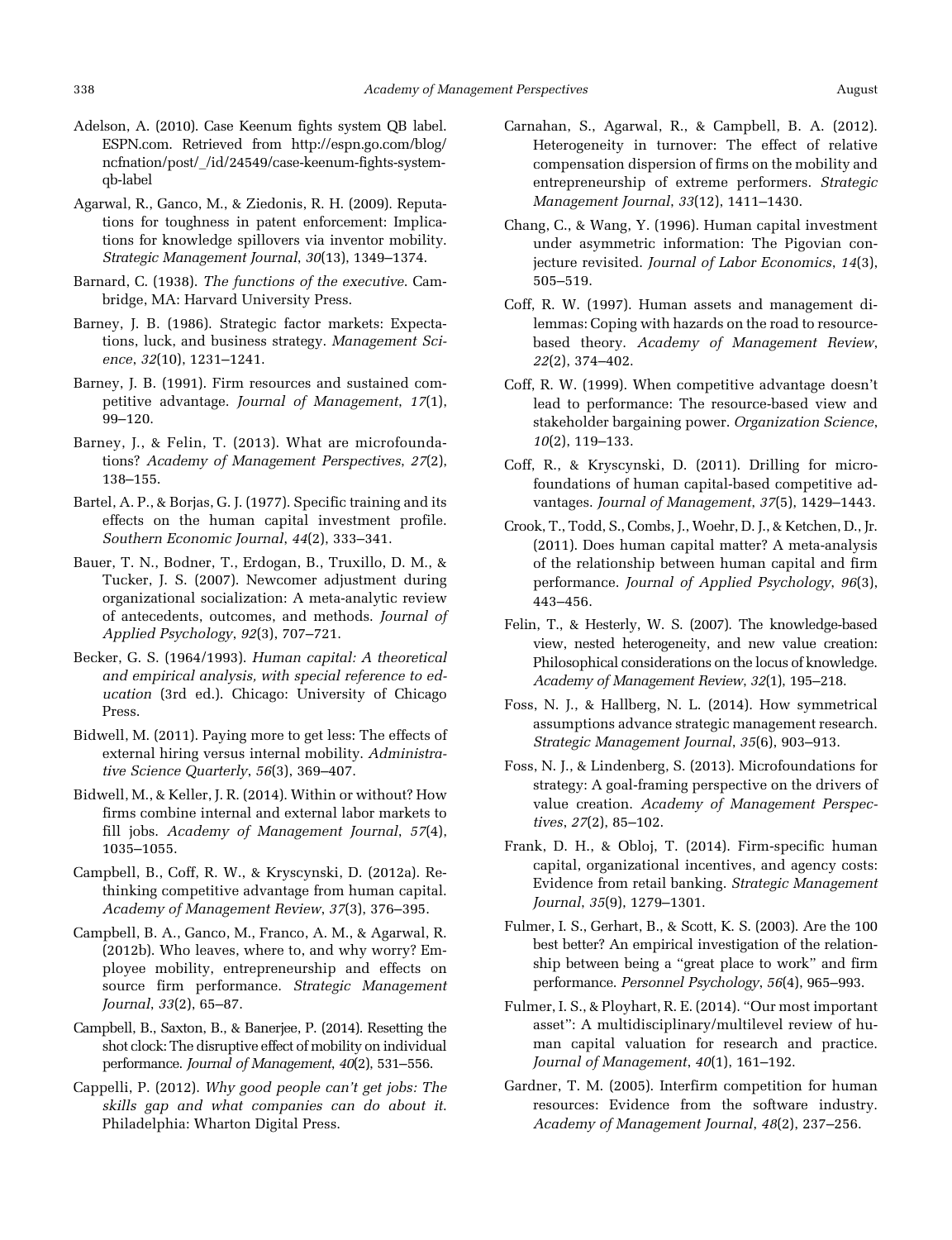Adelson, A. (2010). Case Keenum fights system QB label. ESPN.com. Retrieved from http://espn.go.com/blog/ncfnation/post/_/id/24549/case-keenum-fights-system-qb-label

Agarwal, R., Ganco, M., & Ziedonis, R. H. (2009). Reputations for toughness in patent enforcement: Implications for knowledge spillovers via inventor mobility. *Strategic Management Journal*, *30*(13), 1349–1374.

Barnard, C. (1938). *The functions of the executive*. Cambridge, MA: Harvard University Press.

Barney, J. B. (1986). Strategic factor markets: Expectations, luck, and business strategy. *Management Science*, *32*(10), 1231–1241.

Barney, J. B. (1991). Firm resources and sustained competitive advantage. *Journal of Management*, *17*(1), 99–120.

Barney, J., & Felin, T. (2013). What are microfoundations? *Academy of Management Perspectives*, *27*(2), 138–155.

Bartel, A. P., & Borjas, G. J. (1977). Specific training and its effects on the human capital investment profile. *Southern Economic Journal*, *44*(2), 333–341.

Bauer, T. N., Bodner, T., Erdogan, B., Truxillo, D. M., & Tucker, J. S. (2007). Newcomer adjustment during organizational socialization: A meta-analytic review of antecedents, outcomes, and methods. *Journal of Applied Psychology*, *92*(3), 707–721.

Becker, G. S. (1964/1993). *Human capital: A theoretical and empirical analysis, with special reference to education* (3rd ed.). Chicago: University of Chicago Press.

Bidwell, M. (2011). Paying more to get less: The effects of external hiring versus internal mobility. *Administrative Science Quarterly*, *56*(3), 369–407.

Bidwell, M., & Keller, J. R. (2014). Within or without? How firms combine internal and external labor markets to fill jobs. *Academy of Management Journal*, *57*(4), 1035–1055.

Campbell, B., Coff, R. W., & Kryscynski, D. (2012a). Rethinking competitive advantage from human capital. *Academy of Management Review*, *37*(3), 376–395.

Campbell, B. A., Ganco, M., Franco, A. M., & Agarwal, R. (2012b). Who leaves, where to, and why worry? Employee mobility, entrepreneurship and effects on source firm performance. *Strategic Management Journal*, *33*(2), 65–87.

Campbell, B., Saxton, B., & Banerjee, P. (2014). Resetting the shot clock: The disruptive effect of mobility on individual performance. *Journal of Management*, *40*(2), 531–556.

Cappelli, P. (2012). *Why good people can't get jobs: The skills gap and what companies can do about it*. Philadelphia: Wharton Digital Press.

Carnahan, S., Agarwal, R., & Campbell, B. A. (2012). Heterogeneity in turnover: The effect of relative compensation dispersion of firms on the mobility and entrepreneurship of extreme performers. *Strategic Management Journal*, *33*(12), 1411–1430.

Chang, C., & Wang, Y. (1996). Human capital investment under asymmetric information: The Pigovian conjecture revisited. *Journal of Labor Economics*, *14*(3), 505–519.

Coff, R. W. (1997). Human assets and management dilemmas: Coping with hazards on the road to resource-based theory. *Academy of Management Review*, *22*(2), 374–402.

Coff, R. W. (1999). When competitive advantage doesn't lead to performance: The resource-based view and stakeholder bargaining power. *Organization Science*, *10*(2), 119–133.

Coff, R., & Kryscynski, D. (2011). Drilling for microfoundations of human capital-based competitive advantages. *Journal of Management*, *37*(5), 1429–1443.

Crook, T., Todd, S., Combs, J., Woehr, D. J., & Ketchen, D., Jr. (2011). Does human capital matter? A meta-analysis of the relationship between human capital and firm performance. *Journal of Applied Psychology*, *96*(3), 443–456.

Felin, T., & Hesterly, W. S. (2007). The knowledge-based view, nested heterogeneity, and new value creation: Philosophical considerations on the locus of knowledge. *Academy of Management Review*, *32*(1), 195–218.

Foss, N. J., & Hallberg, N. L. (2014). How symmetrical assumptions advance strategic management research. *Strategic Management Journal*, *35*(6), 903–913.

Foss, N. J., & Lindenberg, S. (2013). Microfoundations for strategy: A goal-framing perspective on the drivers of value creation. *Academy of Management Perspectives*, *27*(2), 85–102.

Frank, D. H., & Obloj, T. (2014). Firm-specific human capital, organizational incentives, and agency costs: Evidence from retail banking. *Strategic Management Journal*, *35*(9), 1279–1301.

Fulmer, I. S., Gerhart, B., & Scott, K. S. (2003). Are the 100 best better? An empirical investigation of the relationship between being a "great place to work" and firm performance. *Personnel Psychology*, *56*(4), 965–993.

Fulmer, I. S., & Ployhart, R. E. (2014). "Our most important asset": A multidisciplinary/multilevel review of human capital valuation for research and practice. *Journal of Management*, *40*(1), 161–192.

Gardner, T. M. (2005). Interfirm competition for human resources: Evidence from the software industry. *Academy of Management Journal*, *48*(2), 237–256.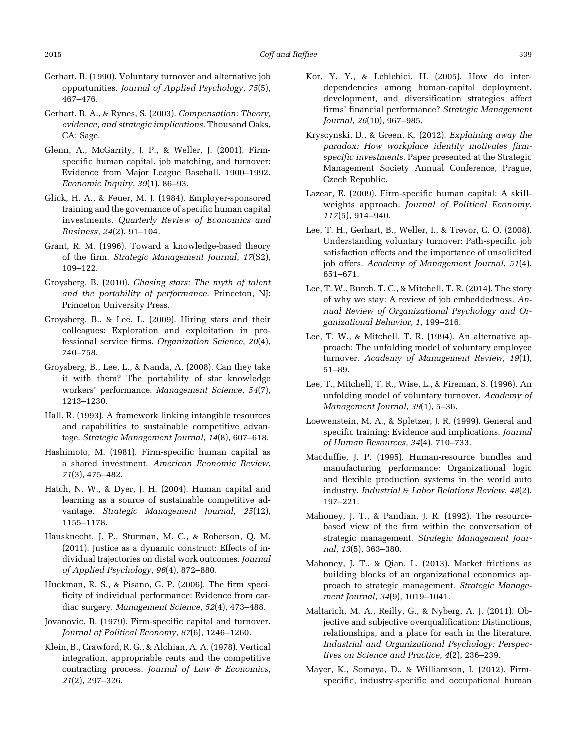Gerhart, B. (1990). Voluntary turnover and alternative job opportunities. *Journal of Applied Psychology*, *75*(5), 467–476.

Gerhart, B. A., & Rynes, S. (2003). *Compensation: Theory, evidence, and strategic implications.* Thousand Oaks, CA: Sage.

Glenn, A., McGarrity, J. P., & Weller, J. (2001). Firm-specific human capital, job matching, and turnover: Evidence from Major League Baseball, 1900–1992. *Economic Inquiry*, *39*(1), 86–93.

Glick, H. A., & Feuer, M. J. (1984). Employer-sponsored training and the governance of specific human capital investments. *Quarterly Review of Economics and Business*, *24*(2), 91–104.

Grant, R. M. (1996). Toward a knowledge-based theory of the firm. *Strategic Management Journal*, *17*(S2), 109–122.

Groysberg, B. (2010). *Chasing stars: The myth of talent and the portability of performance*. Princeton, NJ: Princeton University Press.

Groysberg, B., & Lee, L. (2009). Hiring stars and their colleagues: Exploration and exploitation in professional service firms. *Organization Science*, *20*(4), 740–758.

Groysberg, B., Lee, L., & Nanda, A. (2008). Can they take it with them? The portability of star knowledge workers' performance. *Management Science*, *54*(7), 1213–1230.

Hall, R. (1993). A framework linking intangible resources and capabilities to sustainable competitive advantage. *Strategic Management Journal*, *14*(8), 607–618.

Hashimoto, M. (1981). Firm-specific human capital as a shared investment. *American Economic Review*, *71*(3), 475–482.

Hatch, N. W., & Dyer, J. H. (2004). Human capital and learning as a source of sustainable competitive advantage. *Strategic Management Journal*, *25*(12), 1155–1178.

Hausknecht, J. P., Sturman, M. C., & Roberson, Q. M. (2011). Justice as a dynamic construct: Effects of individual trajectories on distal work outcomes. *Journal of Applied Psychology*, *96*(4), 872–880.

Huckman, R. S., & Pisano, G. P. (2006). The firm specificity of individual performance: Evidence from cardiac surgery. *Management Science*, *52*(4), 473–488.

Jovanovic, B. (1979). Firm-specific capital and turnover. *Journal of Political Economy*, *87*(6), 1246–1260.

Klein, B., Crawford, R. G., & Alchian, A. A. (1978). Vertical integration, appropriable rents and the competitive contracting process. *Journal of Law & Economics*, *21*(2), 297–326.

Kor, Y. Y., & Leblebici, H. (2005). How do interdependencies among human-capital deployment, development, and diversification strategies affect firms' financial performance? *Strategic Management Journal*, *26*(10), 967–985.

Kryscynski, D., & Green, K. (2012). *Explaining away the paradox: How workplace identity motivates firm-specific investments.* Paper presented at the Strategic Management Society Annual Conference, Prague, Czech Republic.

Lazear, E. (2009). Firm-specific human capital: A skill-weights approach. *Journal of Political Economy*, *117*(5), 914–940.

Lee, T. H., Gerhart, B., Weller, I., & Trevor, C. O. (2008). Understanding voluntary turnover: Path-specific job satisfaction effects and the importance of unsolicited job offers. *Academy of Management Journal*, *51*(4), 651–671.

Lee, T. W., Burch, T. C., & Mitchell, T. R. (2014). The story of why we stay: A review of job embeddedness. *Annual Review of Organizational Psychology and Organizational Behavior*, *1*, 199–216.

Lee, T. W., & Mitchell, T. R. (1994). An alternative approach: The unfolding model of voluntary employee turnover. *Academy of Management Review*, *19*(1), 51–89.

Lee, T., Mitchell, T. R., Wise, L., & Fireman, S. (1996). An unfolding model of voluntary turnover. *Academy of Management Journal*, *39*(1), 5–36.

Loewenstein, M. A., & Spletzer, J. R. (1999). General and specific training: Evidence and implications. *Journal of Human Resources*, *34*(4), 710–733.

Macduffie, J. P. (1995). Human-resource bundles and manufacturing performance: Organizational logic and flexible production systems in the world auto industry. *Industrial & Labor Relations Review*, *48*(2), 197–221.

Mahoney, J. T., & Pandian, J. R. (1992). The resource-based view of the firm within the conversation of strategic management. *Strategic Management Journal*, *13*(5), 363–380.

Mahoney, J. T., & Qian, L. (2013). Market frictions as building blocks of an organizational economics approach to strategic management. *Strategic Management Journal*, *34*(9), 1019–1041.

Maltarich, M. A., Reilly, G., & Nyberg, A. J. (2011). Objective and subjective overqualification: Distinctions, relationships, and a place for each in the literature. *Industrial and Organizational Psychology: Perspectives on Science and Practice*, *4*(2), 236–239.

Mayer, K., Somaya, D., & Williamson, I. (2012). Firm-specific, industry-specific and occupational human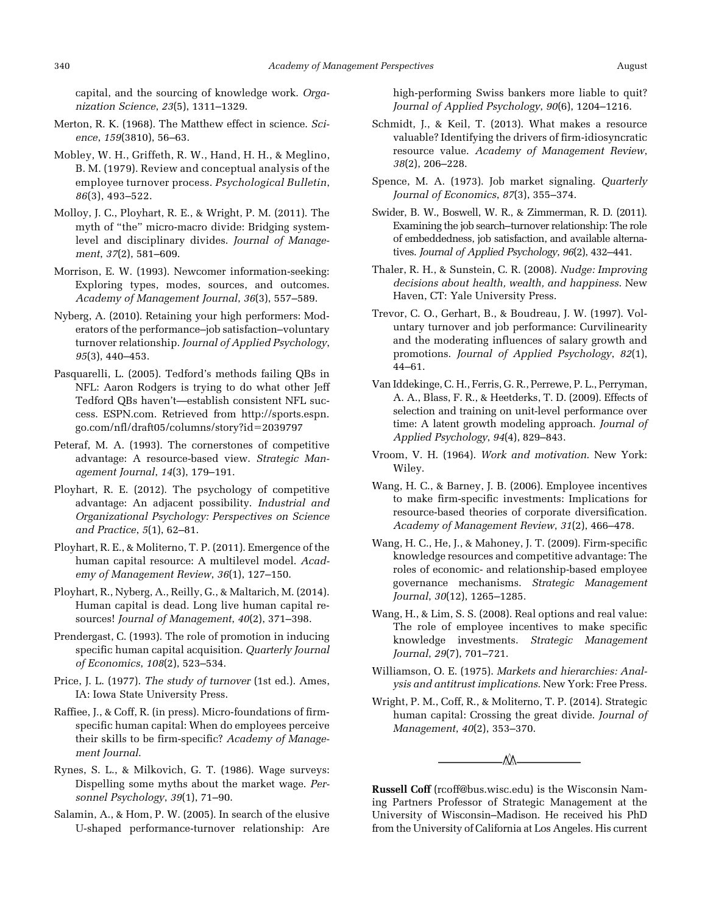capital, and the sourcing of knowledge work. *Organization Science*, *23*(5), 1311–1329.

Merton, R. K. (1968). The Matthew effect in science. *Science*, *159*(3810), 56–63.

Mobley, W. H., Griffeth, R. W., Hand, H. H., & Meglino, B. M. (1979). Review and conceptual analysis of the employee turnover process. *Psychological Bulletin*, *86*(3), 493–522.

Molloy, J. C., Ployhart, R. E., & Wright, P. M. (2011). The myth of "the" micro-macro divide: Bridging system-level and disciplinary divides. *Journal of Management*, *37*(2), 581–609.

Morrison, E. W. (1993). Newcomer information-seeking: Exploring types, modes, sources, and outcomes. *Academy of Management Journal*, *36*(3), 557–589.

Nyberg, A. (2010). Retaining your high performers: Moderators of the performance–job satisfaction–voluntary turnover relationship. *Journal of Applied Psychology*, *95*(3), 440–453.

Pasquarelli, L. (2005). Tedford's methods failing QBs in NFL: Aaron Rodgers is trying to do what other Jeff Tedford QBs haven't—establish consistent NFL success. ESPN.com. Retrieved from http://sports.espn.go.com/nfl/draft05/columns/story?id=2039797

Peteraf, M. A. (1993). The cornerstones of competitive advantage: A resource-based view. *Strategic Management Journal*, *14*(3), 179–191.

Ployhart, R. E. (2012). The psychology of competitive advantage: An adjacent possibility. *Industrial and Organizational Psychology: Perspectives on Science and Practice*, *5*(1), 62–81.

Ployhart, R. E., & Moliterno, T. P. (2011). Emergence of the human capital resource: A multilevel model. *Academy of Management Review*, *36*(1), 127–150.

Ployhart, R., Nyberg, A., Reilly, G., & Maltarich, M. (2014). Human capital is dead. Long live human capital resources! *Journal of Management*, *40*(2), 371–398.

Prendergast, C. (1993). The role of promotion in inducing specific human capital acquisition. *Quarterly Journal of Economics*, *108*(2), 523–534.

Price, J. L. (1977). *The study of turnover* (1st ed.). Ames, IA: Iowa State University Press.

Raffiee, J., & Coff, R. (in press). Micro-foundations of firm-specific human capital: When do employees perceive their skills to be firm-specific? *Academy of Management Journal*.

Rynes, S. L., & Milkovich, G. T. (1986). Wage surveys: Dispelling some myths about the market wage. *Personnel Psychology*, *39*(1), 71–90.

Salamin, A., & Hom, P. W. (2005). In search of the elusive U-shaped performance-turnover relationship: Are high-performing Swiss bankers more liable to quit? *Journal of Applied Psychology*, *90*(6), 1204–1216.

Schmidt, J., & Keil, T. (2013). What makes a resource valuable? Identifying the drivers of firm-idiosyncratic resource value. *Academy of Management Review*, *38*(2), 206–228.

Spence, M. A. (1973). Job market signaling. *Quarterly Journal of Economics*, *87*(3), 355–374.

Swider, B. W., Boswell, W. R., & Zimmerman, R. D. (2011). Examining the job search–turnover relationship: The role of embeddedness, job satisfaction, and available alternatives. *Journal of Applied Psychology*, *96*(2), 432–441.

Thaler, R. H., & Sunstein, C. R. (2008). *Nudge: Improving decisions about health, wealth, and happiness*. New Haven, CT: Yale University Press.

Trevor, C. O., Gerhart, B., & Boudreau, J. W. (1997). Voluntary turnover and job performance: Curvilinearity and the moderating influences of salary growth and promotions. *Journal of Applied Psychology*, *82*(1), 44–61.

Van Iddekinge, C. H., Ferris, G. R., Perrewe, P. L., Perryman, A. A., Blass, F. R., & Heetderks, T. D. (2009). Effects of selection and training on unit-level performance over time: A latent growth modeling approach. *Journal of Applied Psychology*, *94*(4), 829–843.

Vroom, V. H. (1964). *Work and motivation*. New York: Wiley.

Wang, H. C., & Barney, J. B. (2006). Employee incentives to make firm-specific investments: Implications for resource-based theories of corporate diversification. *Academy of Management Review*, *31*(2), 466–478.

Wang, H. C., He, J., & Mahoney, J. T. (2009). Firm-specific knowledge resources and competitive advantage: The roles of economic- and relationship-based employee governance mechanisms. *Strategic Management Journal*, *30*(12), 1265–1285.

Wang, H., & Lim, S. S. (2008). Real options and real value: The role of employee incentives to make specific knowledge investments. *Strategic Management Journal*, *29*(7), 701–721.

Williamson, O. E. (1975). *Markets and hierarchies: Analysis and antitrust implications*. New York: Free Press.

Wright, P. M., Coff, R., & Moliterno, T. P. (2014). Strategic human capital: Crossing the great divide. *Journal of Management*, *40*(2), 353–370.

---

**Russell Coff** (rcoff@bus.wisc.edu) is the Wisconsin Naming Partners Professor of Strategic Management at the University of Wisconsin–Madison. He received his PhD from the University of California at Los Angeles. His current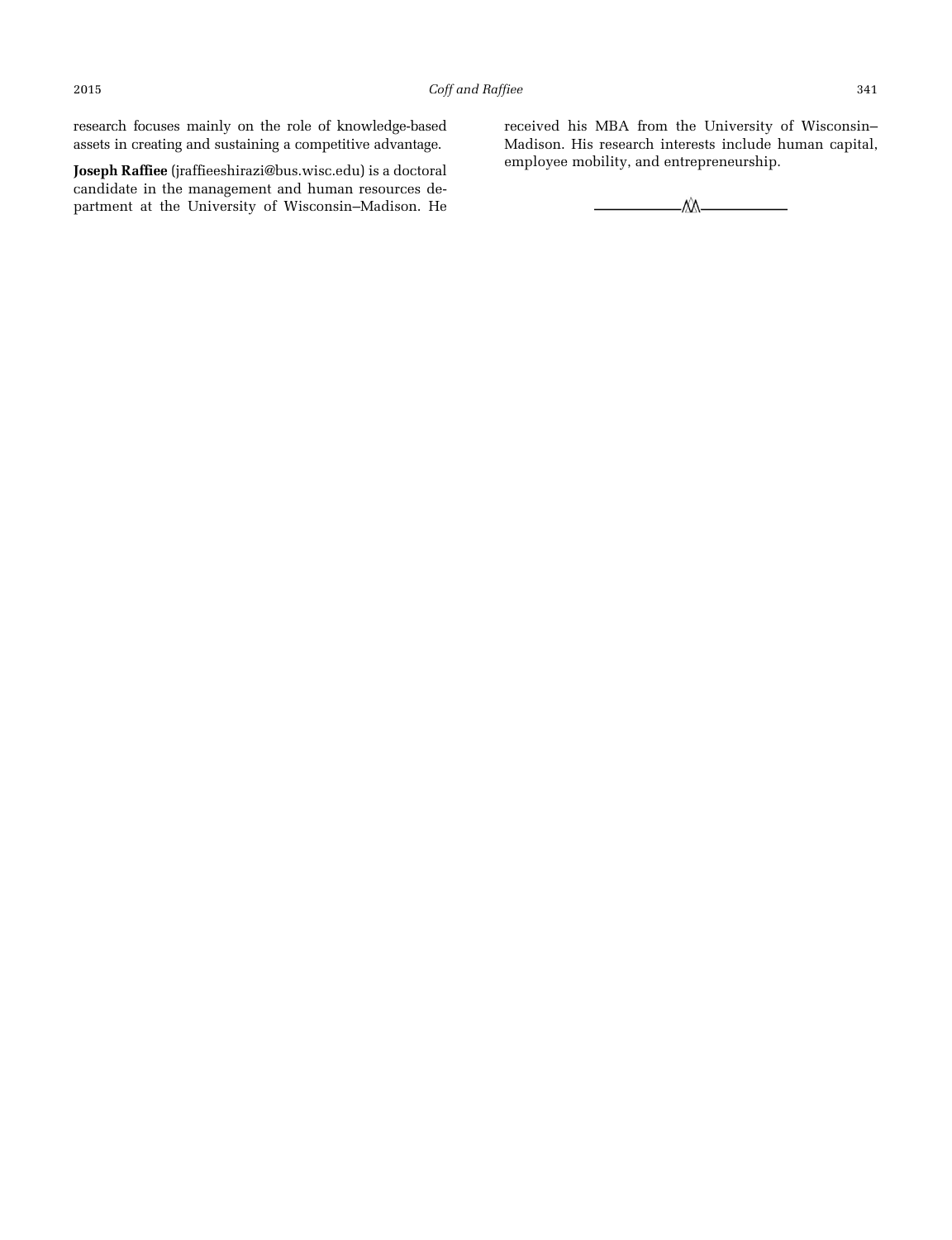research focuses mainly on the role of knowledge-based assets in creating and sustaining a competitive advantage.

**Joseph Raffiee** (jraffieeshirazi@bus.wisc.edu) is a doctoral candidate in the management and human resources department at the University of Wisconsin–Madison. He received his MBA from the University of Wisconsin–Madison. His research interests include human capital, employee mobility, and entrepreneurship.